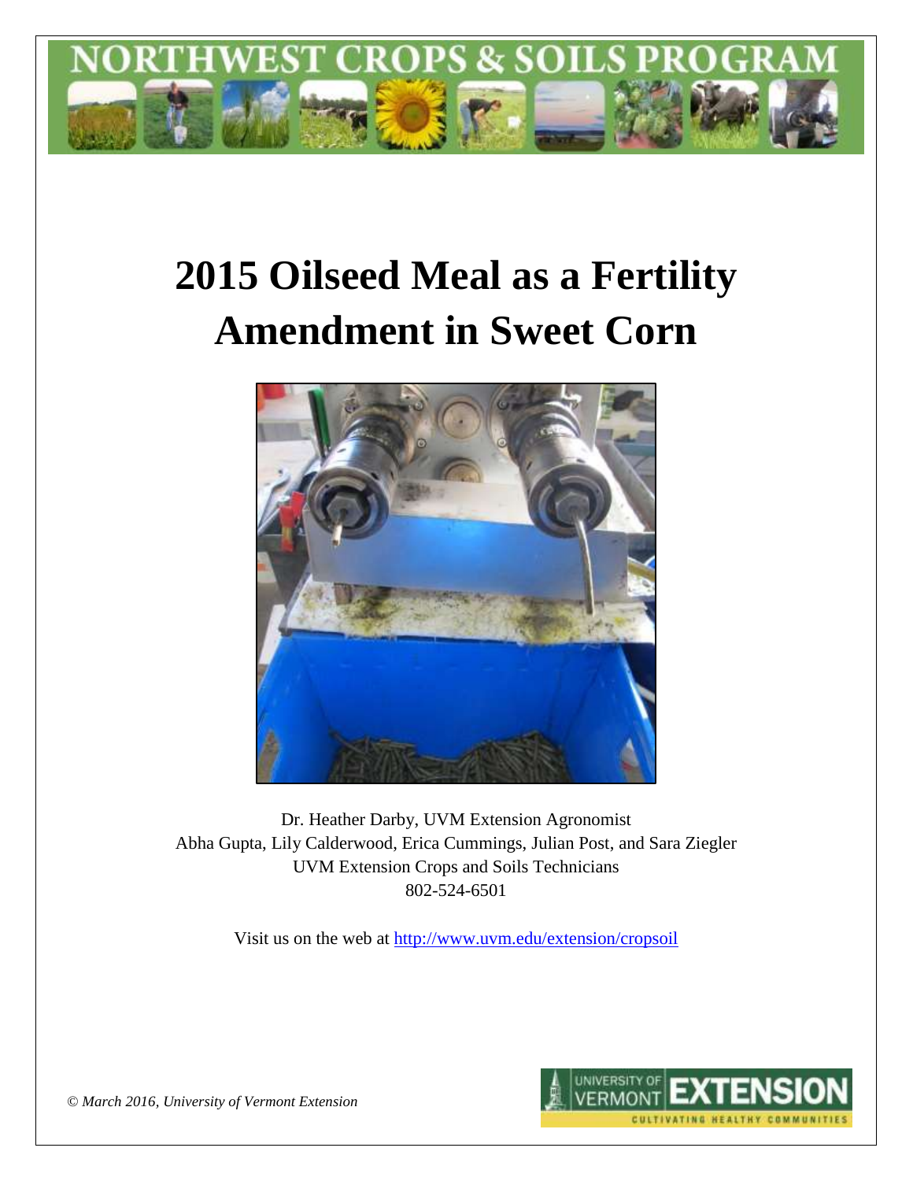NORTHWEST CROPS & SOILS PROGRAM

# 2015 Oilseed Meal as a Fertility Amendment in Sweet Corn

Dr. Heather Darby, UVM Extension Agronomist
Abha Gupta, Lily Calderwood, Erica Cummings, Julian Post, and Sara Ziegler
UVM Extension Crops and Soils Technicians
802-524-6501

Visit us on the web at http://www.uvm.edu/extension/cropsoil

*© March 2016, University of Vermont Extension*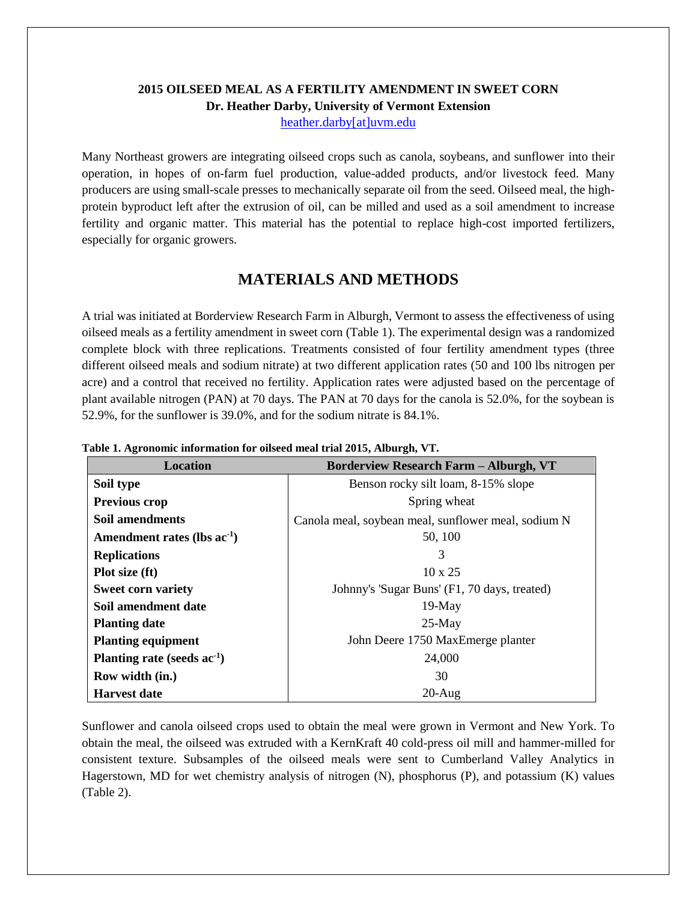**2015 OILSEED MEAL AS A FERTILITY AMENDMENT IN SWEET CORN**
**Dr. Heather Darby, University of Vermont Extension**
heather.darby[at]uvm.edu

Many Northeast growers are integrating oilseed crops such as canola, soybeans, and sunflower into their operation, in hopes of on-farm fuel production, value-added products, and/or livestock feed. Many producers are using small-scale presses to mechanically separate oil from the seed. Oilseed meal, the high-protein byproduct left after the extrusion of oil, can be milled and used as a soil amendment to increase fertility and organic matter. This material has the potential to replace high-cost imported fertilizers, especially for organic growers.

# MATERIALS AND METHODS

A trial was initiated at Borderview Research Farm in Alburgh, Vermont to assess the effectiveness of using oilseed meals as a fertility amendment in sweet corn (Table 1). The experimental design was a randomized complete block with three replications. Treatments consisted of four fertility amendment types (three different oilseed meals and sodium nitrate) at two different application rates (50 and 100 lbs nitrogen per acre) and a control that received no fertility. Application rates were adjusted based on the percentage of plant available nitrogen (PAN) at 70 days. The PAN at 70 days for the canola is 52.0%, for the soybean is 52.9%, for the sunflower is 39.0%, and for the sodium nitrate is 84.1%.

**Table 1. Agronomic information for oilseed meal trial 2015, Alburgh, VT.**

| Location | Borderview Research Farm – Alburgh, VT |
|---|---|
| **Soil type** | Benson rocky silt loam, 8-15% slope |
| **Previous crop** | Spring wheat |
| **Soil amendments** | Canola meal, soybean meal, sunflower meal, sodium N |
| **Amendment rates (lbs $ac^{-1}$)** | 50, 100 |
| **Replications** | 3 |
| **Plot size (ft)** | 10 x 25 |
| **Sweet corn variety** | Johnny's 'Sugar Buns' (F1, 70 days, treated) |
| **Soil amendment date** | 19-May |
| **Planting date** | 25-May |
| **Planting equipment** | John Deere 1750 MaxEmerge planter |
| **Planting rate (seeds $ac^{-1}$)** | 24,000 |
| **Row width (in.)** | 30 |
| **Harvest date** | 20-Aug |

Sunflower and canola oilseed crops used to obtain the meal were grown in Vermont and New York. To obtain the meal, the oilseed was extruded with a KernKraft 40 cold-press oil mill and hammer-milled for consistent texture. Subsamples of the oilseed meals were sent to Cumberland Valley Analytics in Hagerstown, MD for wet chemistry analysis of nitrogen (N), phosphorus (P), and potassium (K) values (Table 2).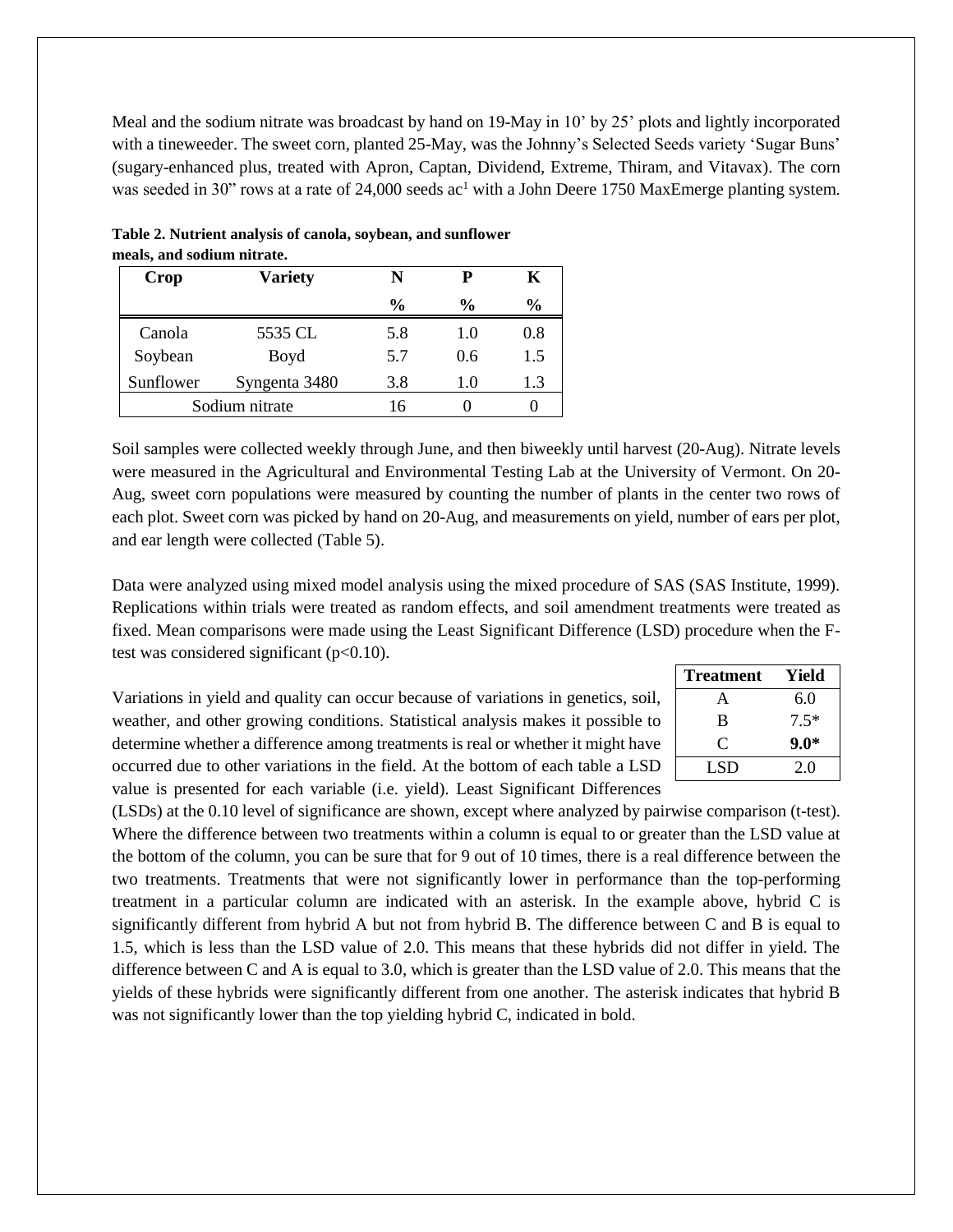Meal and the sodium nitrate was broadcast by hand on 19-May in 10' by 25' plots and lightly incorporated with a tineweeder. The sweet corn, planted 25-May, was the Johnny's Selected Seeds variety 'Sugar Buns' (sugary-enhanced plus, treated with Apron, Captan, Dividend, Extreme, Thiram, and Vitavax). The corn was seeded in 30" rows at a rate of 24,000 seeds ac[1] with a John Deere 1750 MaxEmerge planting system.

**Table 2. Nutrient analysis of canola, soybean, and sunflower meals, and sodium nitrate.**

| Crop | Variety | N | P | K |
|---|---|---|---|---|
| | | % | % | % |
| Canola | 5535 CL | 5.8 | 1.0 | 0.8 |
| Soybean | Boyd | 5.7 | 0.6 | 1.5 |
| Sunflower | Syngenta 3480 | 3.8 | 1.0 | 1.3 |
| Sodium nitrate | | 16 | 0 | 0 |

Soil samples were collected weekly through June, and then biweekly until harvest (20-Aug). Nitrate levels were measured in the Agricultural and Environmental Testing Lab at the University of Vermont. On 20-Aug, sweet corn populations were measured by counting the number of plants in the center two rows of each plot. Sweet corn was picked by hand on 20-Aug, and measurements on yield, number of ears per plot, and ear length were collected (Table 5).

Data were analyzed using mixed model analysis using the mixed procedure of SAS (SAS Institute, 1999). Replications within trials were treated as random effects, and soil amendment treatments were treated as fixed. Mean comparisons were made using the Least Significant Difference (LSD) procedure when the F-test was considered significant ($p<0.10$).

| Treatment | Yield |
|---|---|
| A | 6.0 |
| B | 7.5* |
| C | **9.0*** |
| LSD | 2.0 |

Variations in yield and quality can occur because of variations in genetics, soil, weather, and other growing conditions. Statistical analysis makes it possible to determine whether a difference among treatments is real or whether it might have occurred due to other variations in the field. At the bottom of each table a LSD value is presented for each variable (i.e. yield). Least Significant Differences (LSDs) at the 0.10 level of significance are shown, except where analyzed by pairwise comparison (t-test). Where the difference between two treatments within a column is equal to or greater than the LSD value at the bottom of the column, you can be sure that for 9 out of 10 times, there is a real difference between the two treatments. Treatments that were not significantly lower in performance than the top-performing treatment in a particular column are indicated with an asterisk. In the example above, hybrid C is significantly different from hybrid A but not from hybrid B. The difference between C and B is equal to 1.5, which is less than the LSD value of 2.0. This means that these hybrids did not differ in yield. The difference between C and A is equal to 3.0, which is greater than the LSD value of 2.0. This means that the yields of these hybrids were significantly different from one another. The asterisk indicates that hybrid B was not significantly lower than the top yielding hybrid C, indicated in bold.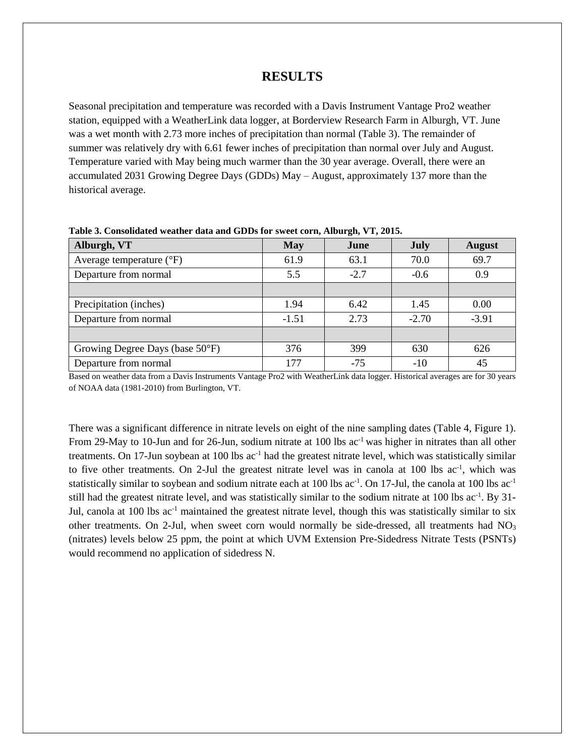# RESULTS

Seasonal precipitation and temperature was recorded with a Davis Instrument Vantage Pro2 weather station, equipped with a WeatherLink data logger, at Borderview Research Farm in Alburgh, VT. June was a wet month with 2.73 more inches of precipitation than normal (Table 3). The remainder of summer was relatively dry with 6.61 fewer inches of precipitation than normal over July and August. Temperature varied with May being much warmer than the 30 year average. Overall, there were an accumulated 2031 Growing Degree Days (GDDs) May – August, approximately 137 more than the historical average.

**Table 3. Consolidated weather data and GDDs for sweet corn, Alburgh, VT, 2015.**

| Alburgh, VT | May | June | July | August |
|---|---|---|---|---|
| Average temperature (°F) | 61.9 | 63.1 | 70.0 | 69.7 |
| Departure from normal | 5.5 | -2.7 | -0.6 | 0.9 |
| | | | | |
| Precipitation (inches) | 1.94 | 6.42 | 1.45 | 0.00 |
| Departure from normal | -1.51 | 2.73 | -2.70 | -3.91 |
| | | | | |
| Growing Degree Days (base 50°F) | 376 | 399 | 630 | 626 |
| Departure from normal | 177 | -75 | -10 | 45 |

Based on weather data from a Davis Instruments Vantage Pro2 with WeatherLink data logger. Historical averages are for 30 years of NOAA data (1981-2010) from Burlington, VT.

There was a significant difference in nitrate levels on eight of the nine sampling dates (Table 4, Figure 1). From 29-May to 10-Jun and for 26-Jun, sodium nitrate at 100 lbs $ac^{-1}$ was higher in nitrates than all other treatments. On 17-Jun soybean at 100 lbs $ac^{-1}$ had the greatest nitrate level, which was statistically similar to five other treatments. On 2-Jul the greatest nitrate level was in canola at 100 lbs $ac^{-1}$, which was statistically similar to soybean and sodium nitrate each at 100 lbs $ac^{-1}$. On 17-Jul, the canola at 100 lbs $ac^{-1}$ still had the greatest nitrate level, and was statistically similar to the sodium nitrate at 100 lbs $ac^{-1}$. By 31-Jul, canola at 100 lbs $ac^{-1}$ maintained the greatest nitrate level, though this was statistically similar to six other treatments. On 2-Jul, when sweet corn would normally be side-dressed, all treatments had $NO_3$ (nitrates) levels below 25 ppm, the point at which UVM Extension Pre-Sidedress Nitrate Tests (PSNTs) would recommend no application of sidedress N.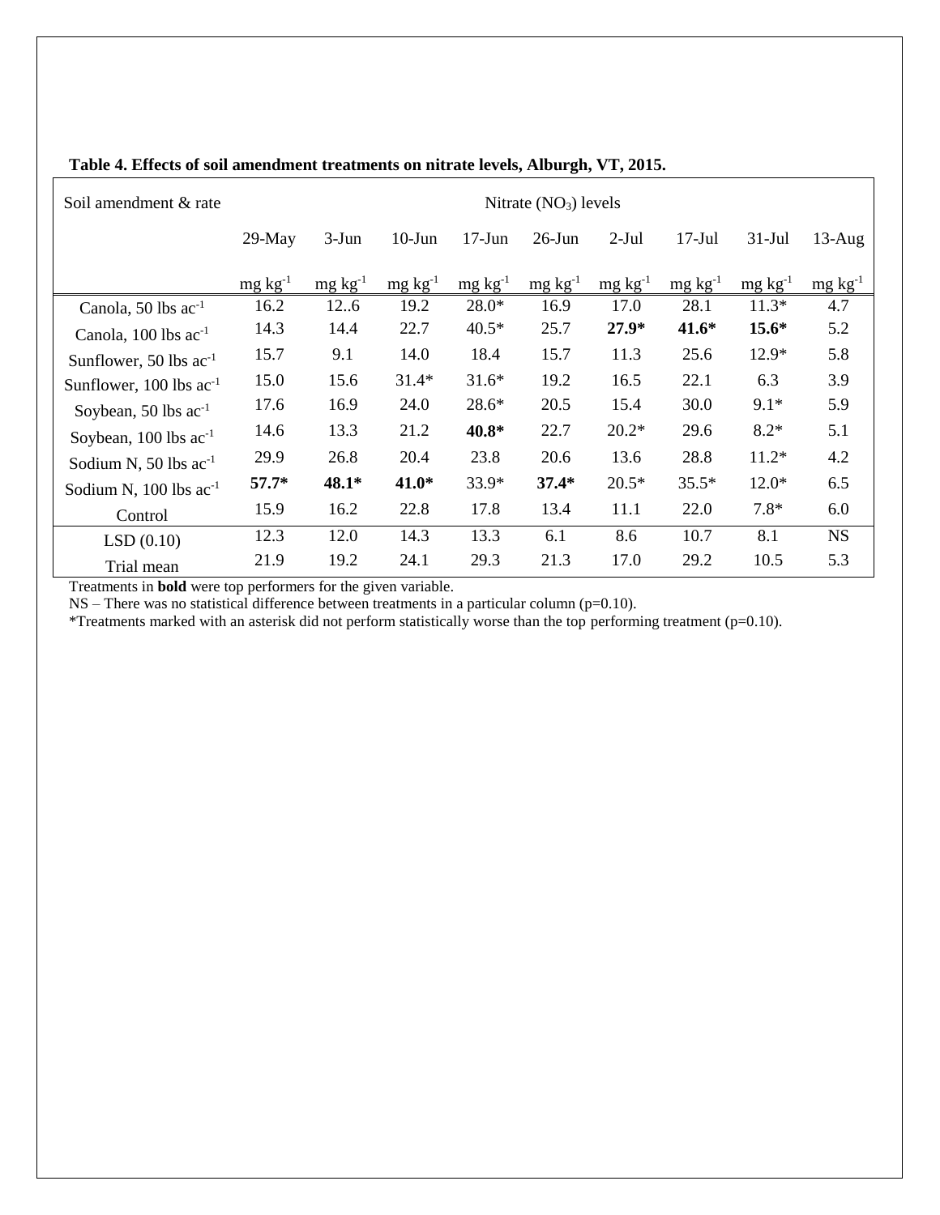**Table 4. Effects of soil amendment treatments on nitrate levels, Alburgh, VT, 2015.**

| Soil amendment & rate | Nitrate ($NO_3$) levels | | | | | | | | |
|---|---|---|---|---|---|---|---|---|---|
| | 29-May | 3-Jun | 10-Jun | 17-Jun | 26-Jun | 2-Jul | 17-Jul | 31-Jul | 13-Aug |
| | mg kg$^{-1}$ | mg kg$^{-1}$ | mg kg$^{-1}$ | mg kg$^{-1}$ | mg kg$^{-1}$ | mg kg$^{-1}$ | mg kg$^{-1}$ | mg kg$^{-1}$ | mg kg$^{-1}$ |
| Canola, 50 lbs ac$^{-1}$ | 16.2 | 12..6 | 19.2 | 28.0* | 16.9 | 17.0 | 28.1 | 11.3* | 4.7 |
| Canola, 100 lbs ac$^{-1}$ | 14.3 | 14.4 | 22.7 | 40.5* | 25.7 | **27.9*** | **41.6*** | **15.6*** | 5.2 |
| Sunflower, 50 lbs ac$^{-1}$ | 15.7 | 9.1 | 14.0 | 18.4 | 15.7 | 11.3 | 25.6 | 12.9* | 5.8 |
| Sunflower, 100 lbs ac$^{-1}$ | 15.0 | 15.6 | 31.4* | 31.6* | 19.2 | 16.5 | 22.1 | 6.3 | 3.9 |
| Soybean, 50 lbs ac$^{-1}$ | 17.6 | 16.9 | 24.0 | 28.6* | 20.5 | 15.4 | 30.0 | 9.1* | 5.9 |
| Soybean, 100 lbs ac$^{-1}$ | 14.6 | 13.3 | 21.2 | **40.8*** | 22.7 | 20.2* | 29.6 | 8.2* | 5.1 |
| Sodium N, 50 lbs ac$^{-1}$ | 29.9 | 26.8 | 20.4 | 23.8 | 20.6 | 13.6 | 28.8 | 11.2* | 4.2 |
| Sodium N, 100 lbs ac$^{-1}$ | **57.7*** | **48.1*** | **41.0*** | 33.9* | **37.4*** | 20.5* | 35.5* | 12.0* | 6.5 |
| Control | 15.9 | 16.2 | 22.8 | 17.8 | 13.4 | 11.1 | 22.0 | 7.8* | 6.0 |
| LSD (0.10) | 12.3 | 12.0 | 14.3 | 13.3 | 6.1 | 8.6 | 10.7 | 8.1 | NS |
| Trial mean | 21.9 | 19.2 | 24.1 | 29.3 | 21.3 | 17.0 | 29.2 | 10.5 | 5.3 |

Treatments in **bold** were top performers for the given variable.

NS – There was no statistical difference between treatments in a particular column (p=0.10).

*Treatments marked with an asterisk did not perform statistically worse than the top performing treatment (p=0.10).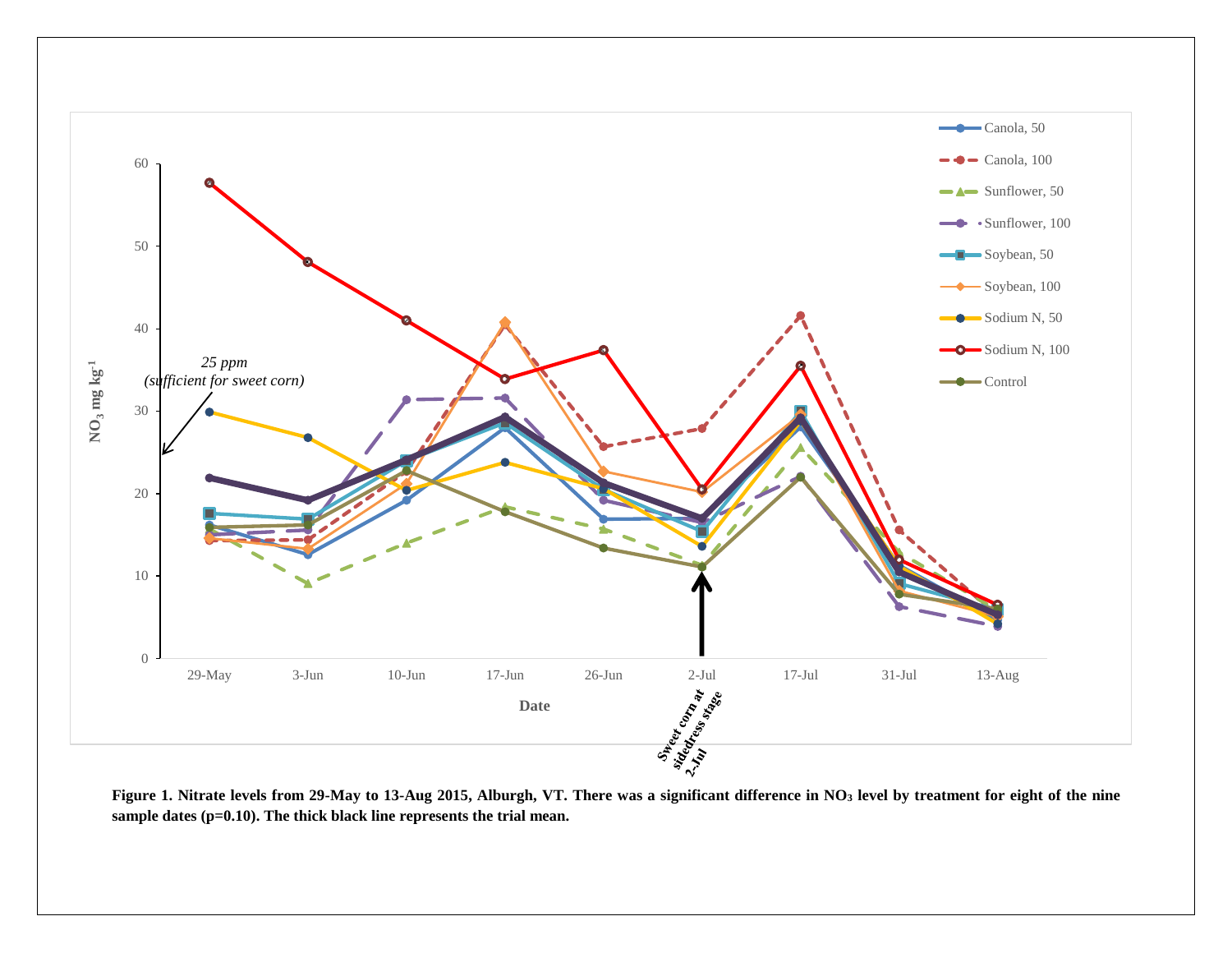**Figure 1. Nitrate levels from 29-May to 13-Aug 2015, Alburgh, VT. There was a significant difference in $NO_3$ level by treatment for eight of the nine sample dates (p=0.10). The thick black line represents the trial mean.**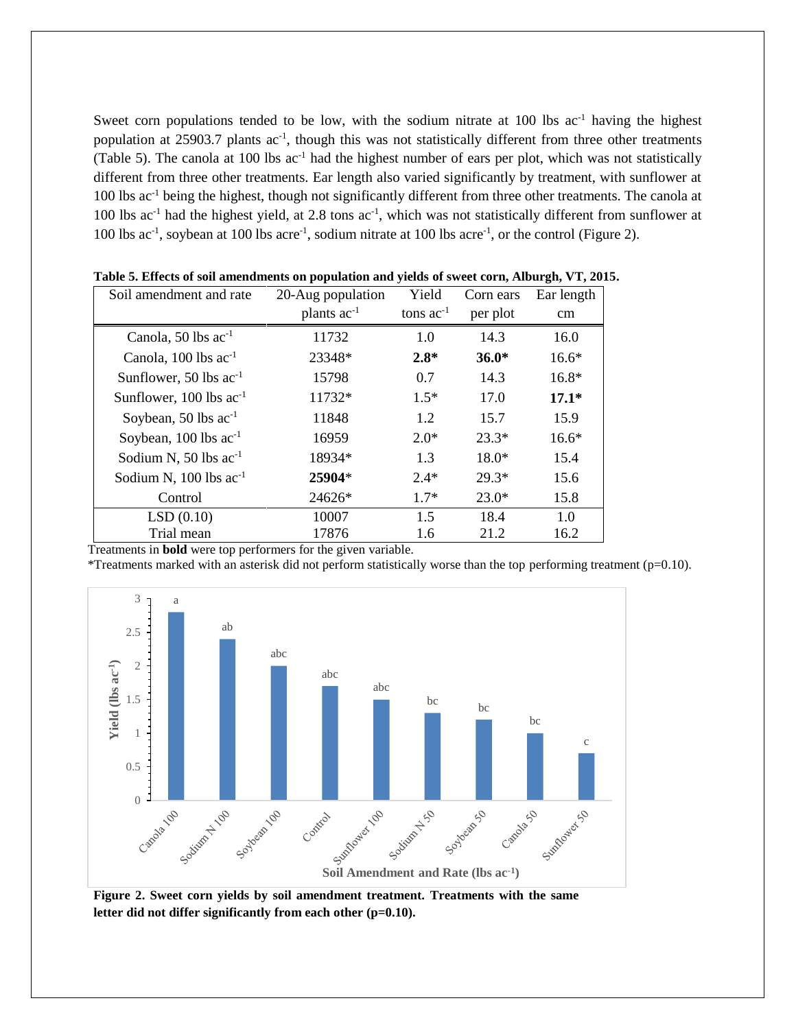Sweet corn populations tended to be low, with the sodium nitrate at 100 lbs ac$^{-1}$ having the highest population at 25903.7 plants ac$^{-1}$, though this was not statistically different from three other treatments (Table 5). The canola at 100 lbs ac$^{-1}$ had the highest number of ears per plot, which was not statistically different from three other treatments. Ear length also varied significantly by treatment, with sunflower at 100 lbs ac$^{-1}$ being the highest, though not significantly different from three other treatments. The canola at 100 lbs ac$^{-1}$ had the highest yield, at 2.8 tons ac$^{-1}$, which was not statistically different from sunflower at 100 lbs ac$^{-1}$, soybean at 100 lbs acre$^{-1}$, sodium nitrate at 100 lbs acre$^{-1}$, or the control (Figure 2).

**Table 5. Effects of soil amendments on population and yields of sweet corn, Alburgh, VT, 2015.**

| Soil amendment and rate | 20-Aug population | Yield | Corn ears | Ear length |
|---|---|---|---|---|
| | plants ac$^{-1}$ | tons ac$^{-1}$ | per plot | cm |
| Canola, 50 lbs ac$^{-1}$ | 11732 | 1.0 | 14.3 | 16.0 |
| Canola, 100 lbs ac$^{-1}$ | 23348* | **2.8*** | **36.0*** | 16.6* |
| Sunflower, 50 lbs ac$^{-1}$ | 15798 | 0.7 | 14.3 | 16.8* |
| Sunflower, 100 lbs ac$^{-1}$ | 11732* | 1.5* | 17.0 | **17.1*** |
| Soybean, 50 lbs ac$^{-1}$ | 11848 | 1.2 | 15.7 | 15.9 |
| Soybean, 100 lbs ac$^{-1}$ | 16959 | 2.0* | 23.3* | 16.6* |
| Sodium N, 50 lbs ac$^{-1}$ | 18934* | 1.3 | 18.0* | 15.4 |
| Sodium N, 100 lbs ac$^{-1}$ | **25904*** | 2.4* | 29.3* | 15.6 |
| Control | 24626* | 1.7* | 23.0* | 15.8 |
| LSD (0.10) | 10007 | 1.5 | 18.4 | 1.0 |
| Trial mean | 17876 | 1.6 | 21.2 | 16.2 |

Treatments in **bold** were top performers for the given variable.
*Treatments marked with an asterisk did not perform statistically worse than the top performing treatment (p=0.10).

**Figure 2. Sweet corn yields by soil amendment treatment. Treatments with the same letter did not differ significantly from each other (p=0.10).**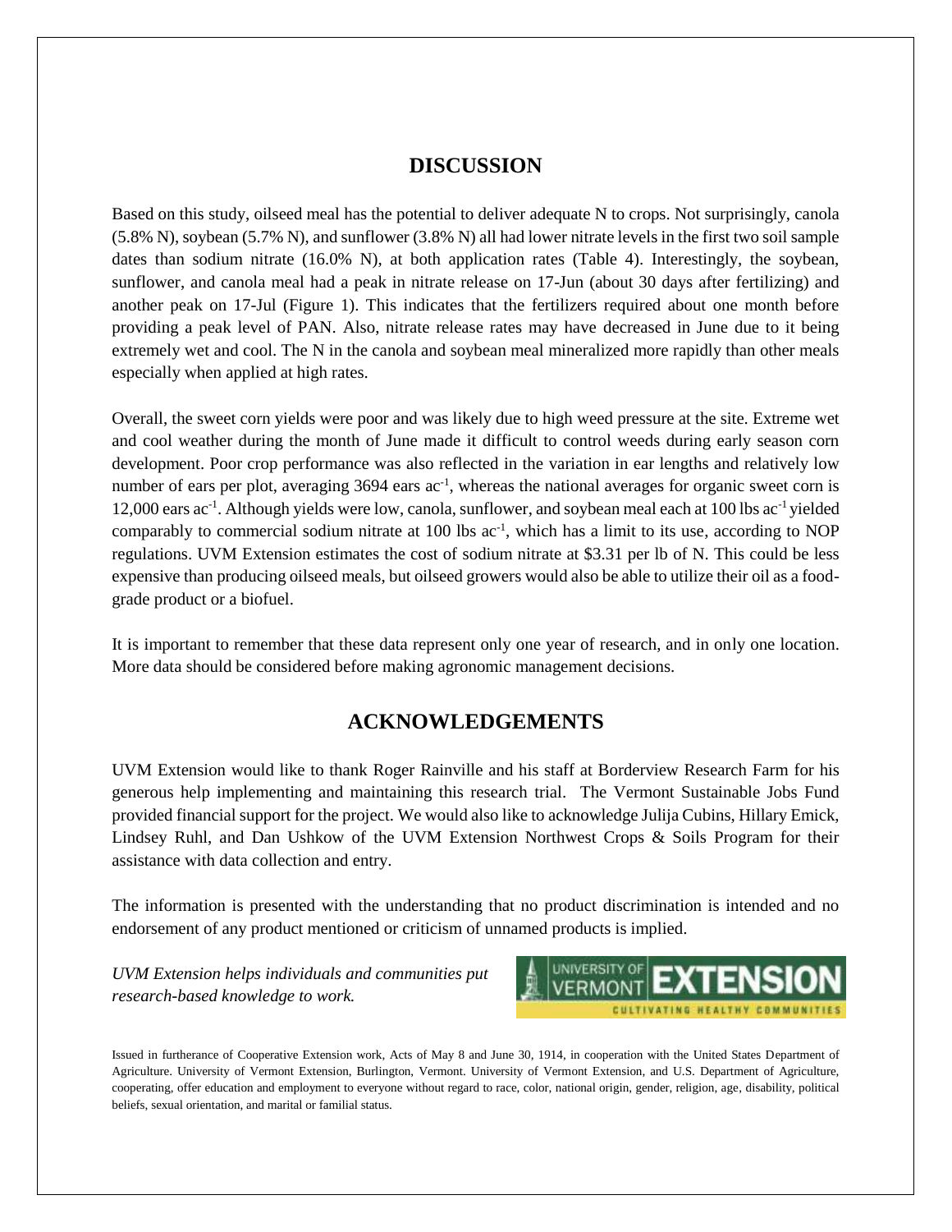## DISCUSSION

Based on this study, oilseed meal has the potential to deliver adequate N to crops. Not surprisingly, canola (5.8% N), soybean (5.7% N), and sunflower (3.8% N) all had lower nitrate levels in the first two soil sample dates than sodium nitrate (16.0% N), at both application rates (Table 4). Interestingly, the soybean, sunflower, and canola meal had a peak in nitrate release on 17-Jun (about 30 days after fertilizing) and another peak on 17-Jul (Figure 1). This indicates that the fertilizers required about one month before providing a peak level of PAN. Also, nitrate release rates may have decreased in June due to it being extremely wet and cool. The N in the canola and soybean meal mineralized more rapidly than other meals especially when applied at high rates.

Overall, the sweet corn yields were poor and was likely due to high weed pressure at the site. Extreme wet and cool weather during the month of June made it difficult to control weeds during early season corn development. Poor crop performance was also reflected in the variation in ear lengths and relatively low number of ears per plot, averaging 3694 ears $ac^{-1}$, whereas the national averages for organic sweet corn is 12,000 ears $ac^{-1}$. Although yields were low, canola, sunflower, and soybean meal each at 100 lbs $ac^{-1}$ yielded comparably to commercial sodium nitrate at 100 lbs $ac^{-1}$, which has a limit to its use, according to NOP regulations. UVM Extension estimates the cost of sodium nitrate at $3.31 per lb of N. This could be less expensive than producing oilseed meals, but oilseed growers would also be able to utilize their oil as a food-grade product or a biofuel.

It is important to remember that these data represent only one year of research, and in only one location. More data should be considered before making agronomic management decisions.

## ACKNOWLEDGEMENTS

UVM Extension would like to thank Roger Rainville and his staff at Borderview Research Farm for his generous help implementing and maintaining this research trial. The Vermont Sustainable Jobs Fund provided financial support for the project. We would also like to acknowledge Julija Cubins, Hillary Emick, Lindsey Ruhl, and Dan Ushkow of the UVM Extension Northwest Crops & Soils Program for their assistance with data collection and entry.

The information is presented with the understanding that no product discrimination is intended and no endorsement of any product mentioned or criticism of unnamed products is implied.

*UVM Extension helps individuals and communities put research-based knowledge to work.*

UNIVERSITY OF VERMONT EXTENSION
CULTIVATING HEALTHY COMMUNITIES

Issued in furtherance of Cooperative Extension work, Acts of May 8 and June 30, 1914, in cooperation with the United States Department of Agriculture. University of Vermont Extension, Burlington, Vermont. University of Vermont Extension, and U.S. Department of Agriculture, cooperating, offer education and employment to everyone without regard to race, color, national origin, gender, religion, age, disability, political beliefs, sexual orientation, and marital or familial status.